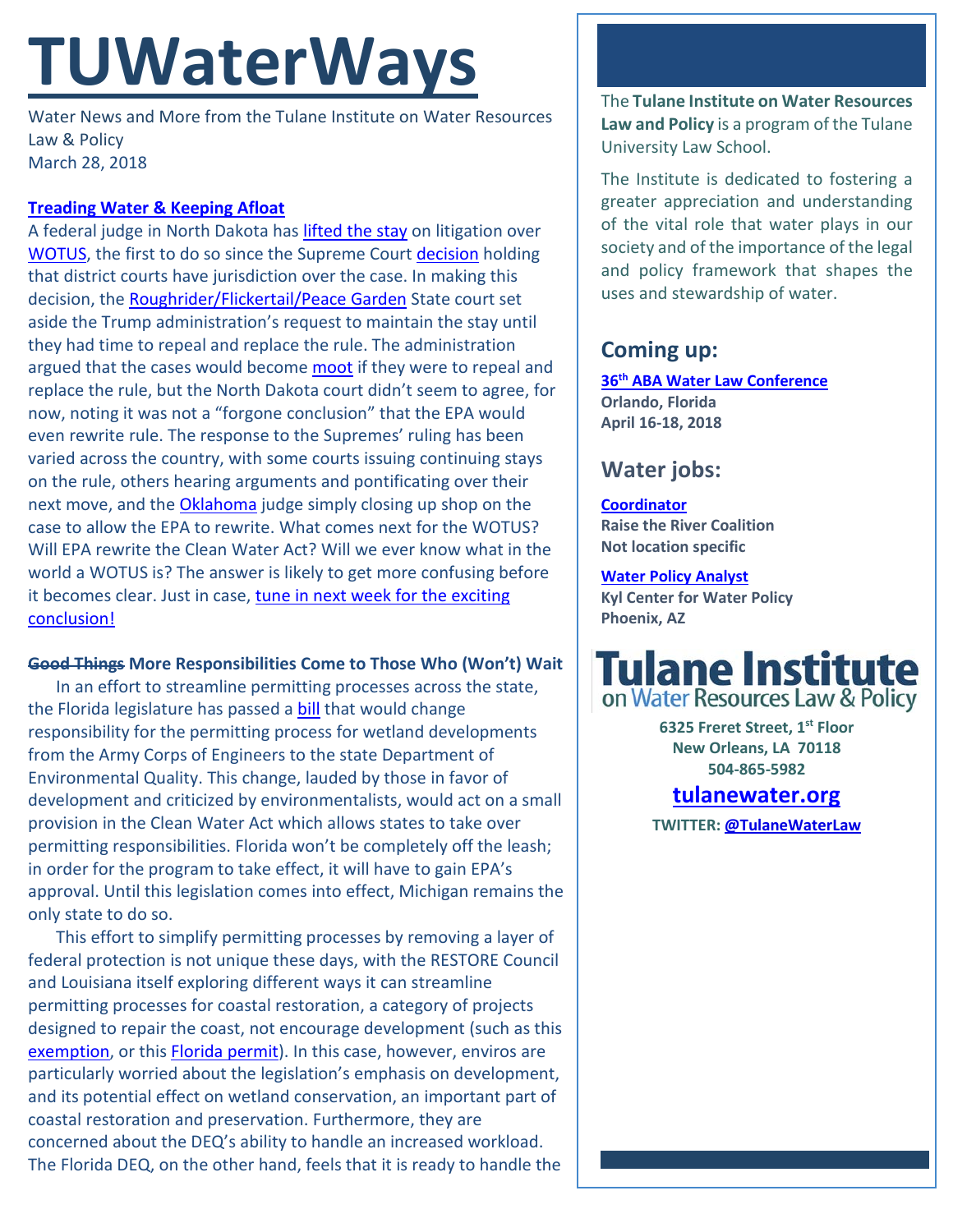# TUWaterWays

Water News and More from the Tulane Institute on Water Resources Law & Policy
March 28, 2018

### Treading Water & Keeping Afloat

A federal judge in North Dakota has lifted the stay on litigation over WOTUS, the first to do so since the Supreme Court decision holding that district courts have jurisdiction over the case. In making this decision, the Roughrider/Flickertail/Peace Garden State court set aside the Trump administration's request to maintain the stay until they had time to repeal and replace the rule. The administration argued that the cases would become moot if they were to repeal and replace the rule, but the North Dakota court didn't seem to agree, for now, noting it was not a "forgone conclusion" that the EPA would even rewrite rule. The response to the Supremes' ruling has been varied across the country, with some courts issuing continuing stays on the rule, others hearing arguments and pontificating over their next move, and the Oklahoma judge simply closing up shop on the case to allow the EPA to rewrite. What comes next for the WOTUS? Will EPA rewrite the Clean Water Act? Will we ever know what in the world a WOTUS is? The answer is likely to get more confusing before it becomes clear. Just in case, tune in next week for the exciting conclusion!

### ~~Good Things~~ More Responsibilities Come to Those Who (Won't) Wait

In an effort to streamline permitting processes across the state, the Florida legislature has passed a bill that would change responsibility for the permitting process for wetland developments from the Army Corps of Engineers to the state Department of Environmental Quality. This change, lauded by those in favor of development and criticized by environmentalists, would act on a small provision in the Clean Water Act which allows states to take over permitting responsibilities. Florida won't be completely off the leash; in order for the program to take effect, it will have to gain EPA's approval. Until this legislation comes into effect, Michigan remains the only state to do so.

This effort to simplify permitting processes by removing a layer of federal protection is not unique these days, with the RESTORE Council and Louisiana itself exploring different ways it can streamline permitting processes for coastal restoration, a category of projects designed to repair the coast, not encourage development (such as this exemption, or this Florida permit). In this case, however, enviros are particularly worried about the legislation's emphasis on development, and its potential effect on wetland conservation, an important part of coastal restoration and preservation. Furthermore, they are concerned about the DEQ's ability to handle an increased workload. The Florida DEQ, on the other hand, feels that it is ready to handle the

---

The **Tulane Institute on Water Resources Law and Policy** is a program of the Tulane University Law School.

The Institute is dedicated to fostering a greater appreciation and understanding of the vital role that water plays in our society and of the importance of the legal and policy framework that shapes the uses and stewardship of water.

## Coming up:

**36th ABA Water Law Conference**
**Orlando, Florida**
**April 16-18, 2018**

## Water jobs:

**Coordinator**
**Raise the River Coalition**
**Not location specific**

**Water Policy Analyst**
**Kyl Center for Water Policy**
**Phoenix, AZ**

**Tulane Institute on Water Resources Law & Policy**

**6325 Freret Street, 1st Floor**
**New Orleans, LA 70118**
**504-865-5982**

**tulanewater.org**

**TWITTER: @TulaneWaterLaw**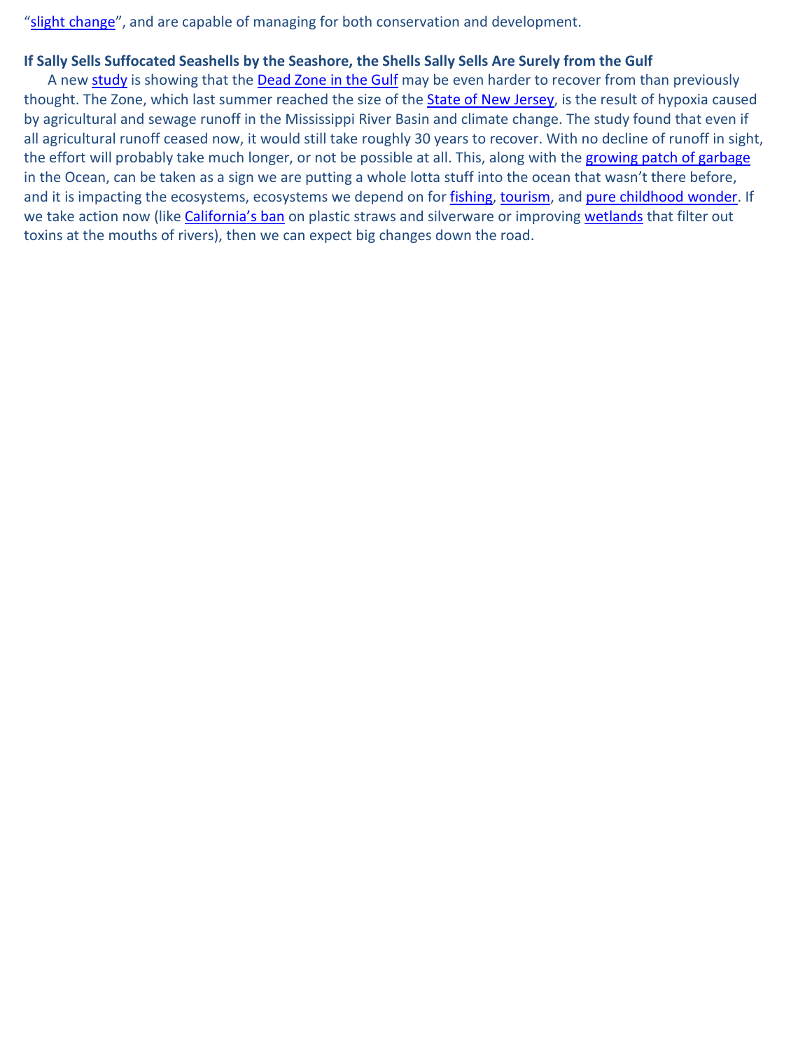"slight change", and are capable of managing for both conservation and development.

**If Sally Sells Suffocated Seashells by the Seashore, the Shells Sally Sells Are Surely from the Gulf**

A new study is showing that the Dead Zone in the Gulf may be even harder to recover from than previously thought. The Zone, which last summer reached the size of the State of New Jersey, is the result of hypoxia caused by agricultural and sewage runoff in the Mississippi River Basin and climate change. The study found that even if all agricultural runoff ceased now, it would still take roughly 30 years to recover. With no decline of runoff in sight, the effort will probably take much longer, or not be possible at all. This, along with the growing patch of garbage in the Ocean, can be taken as a sign we are putting a whole lotta stuff into the ocean that wasn't there before, and it is impacting the ecosystems, ecosystems we depend on for fishing, tourism, and pure childhood wonder. If we take action now (like California's ban on plastic straws and silverware or improving wetlands that filter out toxins at the mouths of rivers), then we can expect big changes down the road.